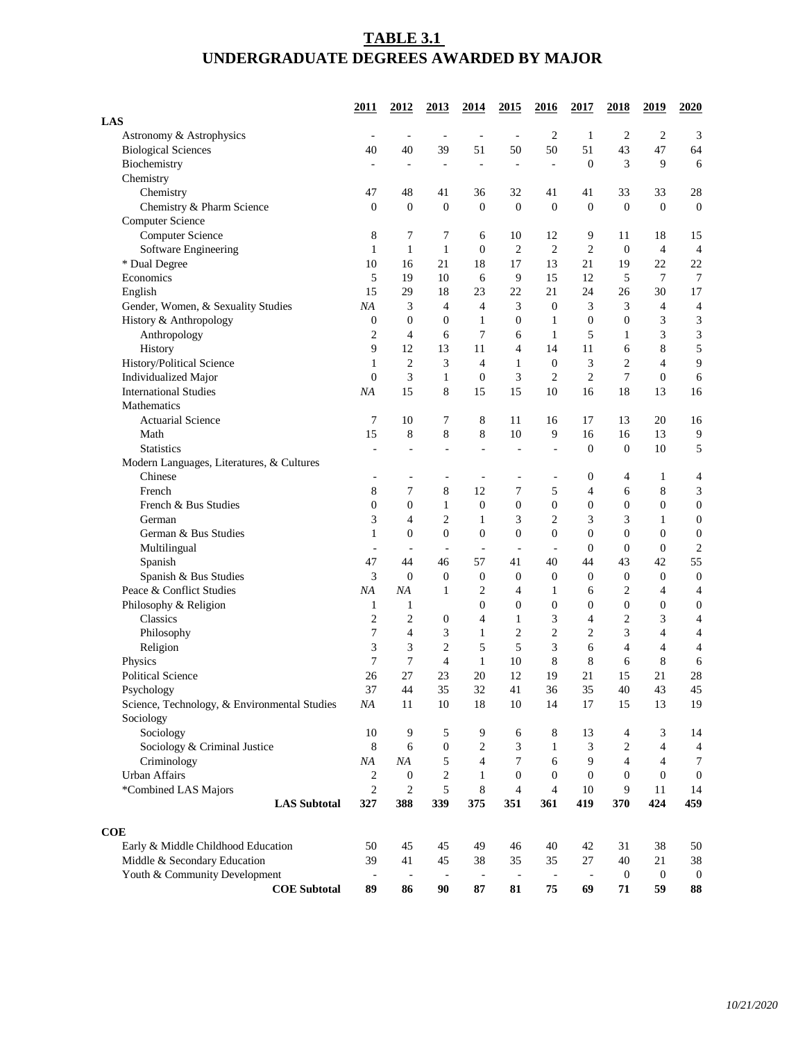# TABLE 3.1
# UNDERGRADUATE DEGREES AWARDED BY MAJOR

| | 2011 | 2012 | 2013 | 2014 | 2015 | 2016 | 2017 | 2018 | 2019 | 2020 |
|---|---|---|---|---|---|---|---|---|---|---|
| **LAS** | | | | | | | | | | |
| Astronomy & Astrophysics | - | - | - | - | - | 2 | 1 | 2 | 2 | 3 |
| Biological Sciences | 40 | 40 | 39 | 51 | 50 | 50 | 51 | 43 | 47 | 64 |
| Biochemistry | - | - | - | - | - | - | 0 | 3 | 9 | 6 |
| Chemistry | | | | | | | | | | |
| Chemistry | 47 | 48 | 41 | 36 | 32 | 41 | 41 | 33 | 33 | 28 |
| Chemistry & Pharm Science | 0 | 0 | 0 | 0 | 0 | 0 | 0 | 0 | 0 | 0 |
| Computer Science | | | | | | | | | | |
| Computer Science | 8 | 7 | 7 | 6 | 10 | 12 | 9 | 11 | 18 | 15 |
| Software Engineering | 1 | 1 | 1 | 0 | 2 | 2 | 2 | 0 | 4 | 4 |
| * Dual Degree | 10 | 16 | 21 | 18 | 17 | 13 | 21 | 19 | 22 | 22 |
| Economics | 5 | 19 | 10 | 6 | 9 | 15 | 12 | 5 | 7 | 7 |
| English | 15 | 29 | 18 | 23 | 22 | 21 | 24 | 26 | 30 | 17 |
| Gender, Women, & Sexuality Studies | *NA* | 3 | 4 | 4 | 3 | 0 | 3 | 3 | 4 | 4 |
| History & Anthropology | 0 | 0 | 0 | 1 | 0 | 1 | 0 | 0 | 3 | 3 |
| Anthropology | 2 | 4 | 6 | 7 | 6 | 1 | 5 | 1 | 3 | 3 |
| History | 9 | 12 | 13 | 11 | 4 | 14 | 11 | 6 | 8 | 5 |
| History/Political Science | 1 | 2 | 3 | 4 | 1 | 0 | 3 | 2 | 4 | 9 |
| Individualized Major | 0 | 3 | 1 | 0 | 3 | 2 | 2 | 7 | 0 | 6 |
| International Studies | *NA* | 15 | 8 | 15 | 15 | 10 | 16 | 18 | 13 | 16 |
| Mathematics | | | | | | | | | | |
| Actuarial Science | 7 | 10 | 7 | 8 | 11 | 16 | 17 | 13 | 20 | 16 |
| Math | 15 | 8 | 8 | 8 | 10 | 9 | 16 | 16 | 13 | 9 |
| Statistics | - | - | - | - | - | - | 0 | 0 | 10 | 5 |
| Modern Languages, Literatures, & Cultures | | | | | | | | | | |
| Chinese | - | - | - | - | - | - | 0 | 4 | 1 | 4 |
| French | 8 | 7 | 8 | 12 | 7 | 5 | 4 | 6 | 8 | 3 |
| French & Bus Studies | 0 | 0 | 1 | 0 | 0 | 0 | 0 | 0 | 0 | 0 |
| German | 3 | 4 | 2 | 1 | 3 | 2 | 3 | 3 | 1 | 0 |
| German & Bus Studies | 1 | 0 | 0 | 0 | 0 | 0 | 0 | 0 | 0 | 0 |
| Multilingual | - | - | - | - | - | - | 0 | 0 | 0 | 2 |
| Spanish | 47 | 44 | 46 | 57 | 41 | 40 | 44 | 43 | 42 | 55 |
| Spanish & Bus Studies | 3 | 0 | 0 | 0 | 0 | 0 | 0 | 0 | 0 | 0 |
| Peace & Conflict Studies | *NA* | *NA* | 1 | 2 | 4 | 1 | 6 | 2 | 4 | 4 |
| Philosophy & Religion | 1 | 1 | | 0 | 0 | 0 | 0 | 0 | 0 | 0 |
| Classics | 2 | 2 | 0 | 4 | 1 | 3 | 4 | 2 | 3 | 4 |
| Philosophy | 7 | 4 | 3 | 1 | 2 | 2 | 2 | 3 | 4 | 4 |
| Religion | 3 | 3 | 2 | 5 | 5 | 3 | 6 | 4 | 4 | 4 |
| Physics | 7 | 7 | 4 | 1 | 10 | 8 | 8 | 6 | 8 | 6 |
| Political Science | 26 | 27 | 23 | 20 | 12 | 19 | 21 | 15 | 21 | 28 |
| Psychology | 37 | 44 | 35 | 32 | 41 | 36 | 35 | 40 | 43 | 45 |
| Science, Technology, & Environmental Studies | *NA* | 11 | 10 | 18 | 10 | 14 | 17 | 15 | 13 | 19 |
| Sociology | | | | | | | | | | |
| Sociology | 10 | 9 | 5 | 9 | 6 | 8 | 13 | 4 | 3 | 14 |
| Sociology & Criminal Justice | 8 | 6 | 0 | 2 | 3 | 1 | 3 | 2 | 4 | 4 |
| Criminology | *NA* | *NA* | 5 | 4 | 7 | 6 | 9 | 4 | 4 | 7 |
| Urban Affairs | 2 | 0 | 2 | 1 | 0 | 0 | 0 | 0 | 0 | 0 |
| *Combined LAS Majors | 2 | 2 | 5 | 8 | 4 | 4 | 10 | 9 | 11 | 14 |
| **LAS Subtotal** | **327** | **388** | **339** | **375** | **351** | **361** | **419** | **370** | **424** | **459** |
| **COE** | | | | | | | | | | |
| Early & Middle Childhood Education | 50 | 45 | 45 | 49 | 46 | 40 | 42 | 31 | 38 | 50 |
| Middle & Secondary Education | 39 | 41 | 45 | 38 | 35 | 35 | 27 | 40 | 21 | 38 |
| Youth & Community Development | - | - | - | - | - | - | - | 0 | 0 | 0 |
| **COE Subtotal** | **89** | **86** | **90** | **87** | **81** | **75** | **69** | **71** | **59** | **88** |

*10/21/2020*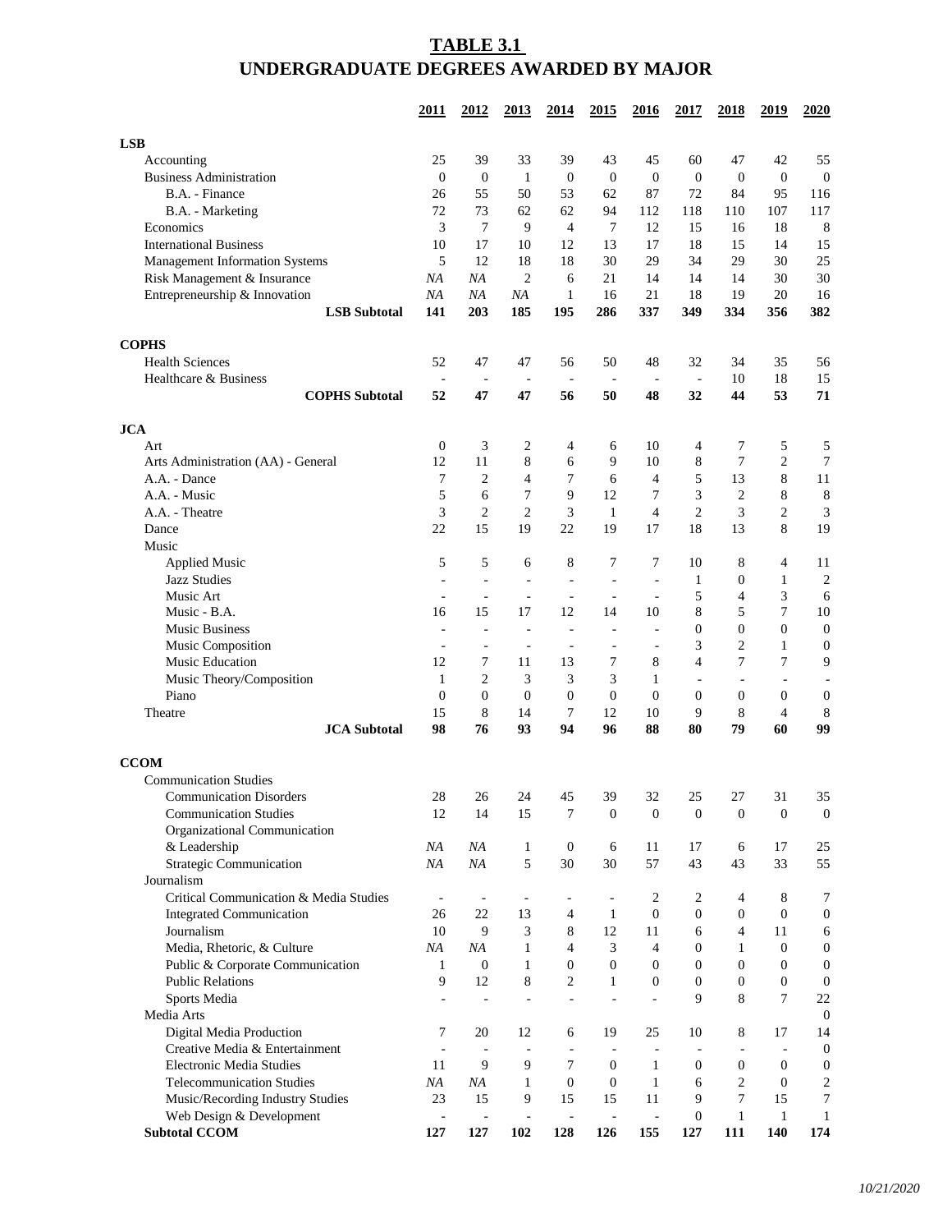# TABLE 3.1
# UNDERGRADUATE DEGREES AWARDED BY MAJOR

| | 2011 | 2012 | 2013 | 2014 | 2015 | 2016 | 2017 | 2018 | 2019 | 2020 |
|---|---|---|---|---|---|---|---|---|---|---|
| **LSB** | | | | | | | | | | |
| Accounting | 25 | 39 | 33 | 39 | 43 | 45 | 60 | 47 | 42 | 55 |
| Business Administration | 0 | 0 | 1 | 0 | 0 | 0 | 0 | 0 | 0 | 0 |
| B.A. - Finance | 26 | 55 | 50 | 53 | 62 | 87 | 72 | 84 | 95 | 116 |
| B.A. - Marketing | 72 | 73 | 62 | 62 | 94 | 112 | 118 | 110 | 107 | 117 |
| Economics | 3 | 7 | 9 | 4 | 7 | 12 | 15 | 16 | 18 | 8 |
| International Business | 10 | 17 | 10 | 12 | 13 | 17 | 18 | 15 | 14 | 15 |
| Management Information Systems | 5 | 12 | 18 | 18 | 30 | 29 | 34 | 29 | 30 | 25 |
| Risk Management & Insurance | *NA* | *NA* | 2 | 6 | 21 | 14 | 14 | 14 | 30 | 30 |
| Entrepreneurship & Innovation | *NA* | *NA* | *NA* | 1 | 16 | 21 | 18 | 19 | 20 | 16 |
| **LSB Subtotal** | **141** | **203** | **185** | **195** | **286** | **337** | **349** | **334** | **356** | **382** |
| **COPHS** | | | | | | | | | | |
| Health Sciences | 52 | 47 | 47 | 56 | 50 | 48 | 32 | 34 | 35 | 56 |
| Healthcare & Business | - | - | - | - | - | - | - | 10 | 18 | 15 |
| **COPHS Subtotal** | **52** | **47** | **47** | **56** | **50** | **48** | **32** | **44** | **53** | **71** |
| **JCA** | | | | | | | | | | |
| Art | 0 | 3 | 2 | 4 | 6 | 10 | 4 | 7 | 5 | 5 |
| Arts Administration (AA) - General | 12 | 11 | 8 | 6 | 9 | 10 | 8 | 7 | 2 | 7 |
| A.A. - Dance | 7 | 2 | 4 | 7 | 6 | 4 | 5 | 13 | 8 | 11 |
| A.A. - Music | 5 | 6 | 7 | 9 | 12 | 7 | 3 | 2 | 8 | 8 |
| A.A. - Theatre | 3 | 2 | 2 | 3 | 1 | 4 | 2 | 3 | 2 | 3 |
| Dance | 22 | 15 | 19 | 22 | 19 | 17 | 18 | 13 | 8 | 19 |
| Music | | | | | | | | | | |
| Applied Music | 5 | 5 | 6 | 8 | 7 | 7 | 10 | 8 | 4 | 11 |
| Jazz Studies | - | - | - | - | - | - | 1 | 0 | 1 | 2 |
| Music Art | - | - | - | - | - | - | 5 | 4 | 3 | 6 |
| Music - B.A. | 16 | 15 | 17 | 12 | 14 | 10 | 8 | 5 | 7 | 10 |
| Music Business | - | - | - | - | - | - | 0 | 0 | 0 | 0 |
| Music Composition | - | - | - | - | - | - | 3 | 2 | 1 | 0 |
| Music Education | 12 | 7 | 11 | 13 | 7 | 8 | 4 | 7 | 7 | 9 |
| Music Theory/Composition | 1 | 2 | 3 | 3 | 3 | 1 | - | - | - | - |
| Piano | 0 | 0 | 0 | 0 | 0 | 0 | 0 | 0 | 0 | 0 |
| Theatre | 15 | 8 | 14 | 7 | 12 | 10 | 9 | 8 | 4 | 8 |
| **JCA Subtotal** | **98** | **76** | **93** | **94** | **96** | **88** | **80** | **79** | **60** | **99** |
| **CCOM** | | | | | | | | | | |
| Communication Studies | | | | | | | | | | |
| Communication Disorders | 28 | 26 | 24 | 45 | 39 | 32 | 25 | 27 | 31 | 35 |
| Communication Studies | 12 | 14 | 15 | 7 | 0 | 0 | 0 | 0 | 0 | 0 |
| Organizational Communication & Leadership | *NA* | *NA* | 1 | 0 | 6 | 11 | 17 | 6 | 17 | 25 |
| Strategic Communication | *NA* | *NA* | 5 | 30 | 30 | 57 | 43 | 43 | 33 | 55 |
| Journalism | | | | | | | | | | |
| Critical Communication & Media Studies | - | - | - | - | - | 2 | 2 | 4 | 8 | 7 |
| Integrated Communication | 26 | 22 | 13 | 4 | 1 | 0 | 0 | 0 | 0 | 0 |
| Journalism | 10 | 9 | 3 | 8 | 12 | 11 | 6 | 4 | 11 | 6 |
| Media, Rhetoric, & Culture | *NA* | *NA* | 1 | 4 | 3 | 4 | 0 | 1 | 0 | 0 |
| Public & Corporate Communication | 1 | 0 | 1 | 0 | 0 | 0 | 0 | 0 | 0 | 0 |
| Public Relations | 9 | 12 | 8 | 2 | 1 | 0 | 0 | 0 | 0 | 0 |
| Sports Media | - | - | - | - | - | - | 9 | 8 | 7 | 22 |
| Media Arts | | | | | | | | | | 0 |
| Digital Media Production | 7 | 20 | 12 | 6 | 19 | 25 | 10 | 8 | 17 | 14 |
| Creative Media & Entertainment | - | - | - | - | - | - | - | - | - | 0 |
| Electronic Media Studies | 11 | 9 | 9 | 7 | 0 | 1 | 0 | 0 | 0 | 0 |
| Telecommunication Studies | *NA* | *NA* | 1 | 0 | 0 | 1 | 6 | 2 | 0 | 2 |
| Music/Recording Industry Studies | 23 | 15 | 9 | 15 | 15 | 11 | 9 | 7 | 15 | 7 |
| Web Design & Development | - | - | - | - | - | - | 0 | 1 | 1 | 1 |
| **Subtotal CCOM** | **127** | **127** | **102** | **128** | **126** | **155** | **127** | **111** | **140** | **174** |

*10/21/2020*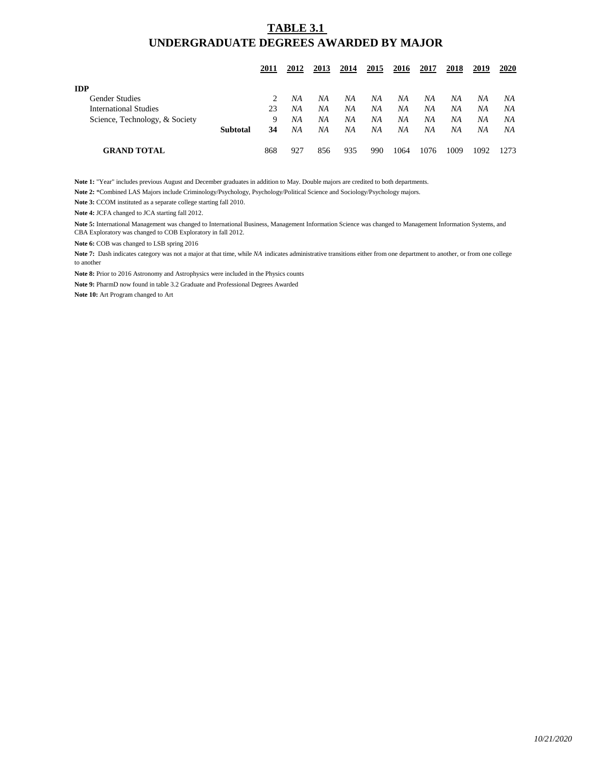# TABLE 3.1
# UNDERGRADUATE DEGREES AWARDED BY MAJOR

| | | 2011 | 2012 | 2013 | 2014 | 2015 | 2016 | 2017 | 2018 | 2019 | 2020 |
|---|---|---|---|---|---|---|---|---|---|---|---|
| **IDP** | | | | | | | | | | | |
| Gender Studies | | 2 | *NA* | *NA* | *NA* | *NA* | *NA* | *NA* | *NA* | *NA* | *NA* |
| International Studies | | 23 | *NA* | *NA* | *NA* | *NA* | *NA* | *NA* | *NA* | *NA* | *NA* |
| Science, Technology, & Society | | 9 | *NA* | *NA* | *NA* | *NA* | *NA* | *NA* | *NA* | *NA* | *NA* |
| | **Subtotal** | **34** | *NA* | *NA* | *NA* | *NA* | *NA* | *NA* | *NA* | *NA* | *NA* |
| **GRAND TOTAL** | | 868 | 927 | 856 | 935 | 990 | 1064 | 1076 | 1009 | 1092 | 1273 |

**Note 1:** "Year" includes previous August and December graduates in addition to May. Double majors are credited to both departments.

**Note 2:** *Combined LAS Majors include Criminology/Psychology, Psychology/Political Science and Sociology/Psychology majors.

**Note 3:** CCOM instituted as a separate college starting fall 2010.

**Note 4:** JCFA changed to JCA starting fall 2012.

**Note 5:** International Management was changed to International Business, Management Information Science was changed to Management Information Systems, and CBA Exploratory was changed to COB Exploratory in fall 2012.

**Note 6:** COB was changed to LSB spring 2016

**Note 7:** Dash indicates category was not a major at that time, while *NA* indicates administrative transitions either from one department to another, or from one college to another

**Note 8:** Prior to 2016 Astronomy and Astrophysics were included in the Physics counts

**Note 9:** PharmD now found in table 3.2 Graduate and Professional Degrees Awarded

**Note 10:** Art Program changed to Art

*10/21/2020*